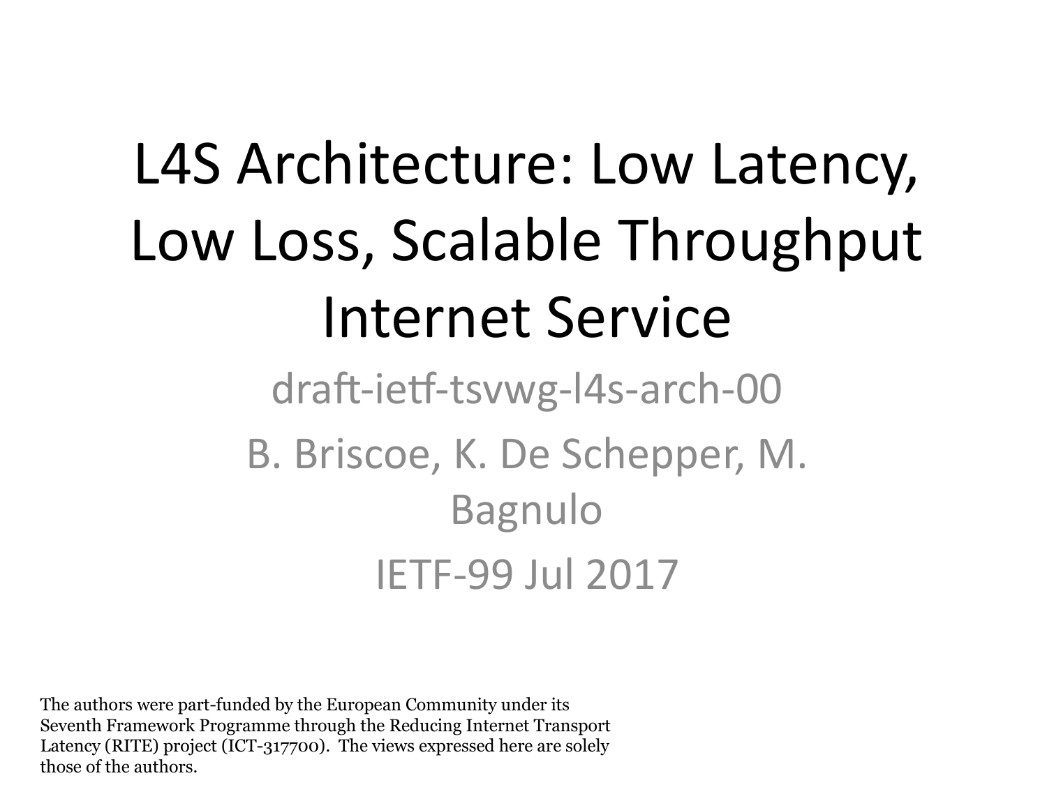# L4S Architecture: Low Latency, Low Loss, Scalable Throughput Internet Service

draft-ietf-tsvwg-l4s-arch-00

B. Briscoe, K. De Schepper, M. Bagnulo

IETF-99 Jul 2017

The authors were part-funded by the European Community under its Seventh Framework Programme through the Reducing Internet Transport Latency (RITE) project (ICT-317700). The views expressed here are solely those of the authors.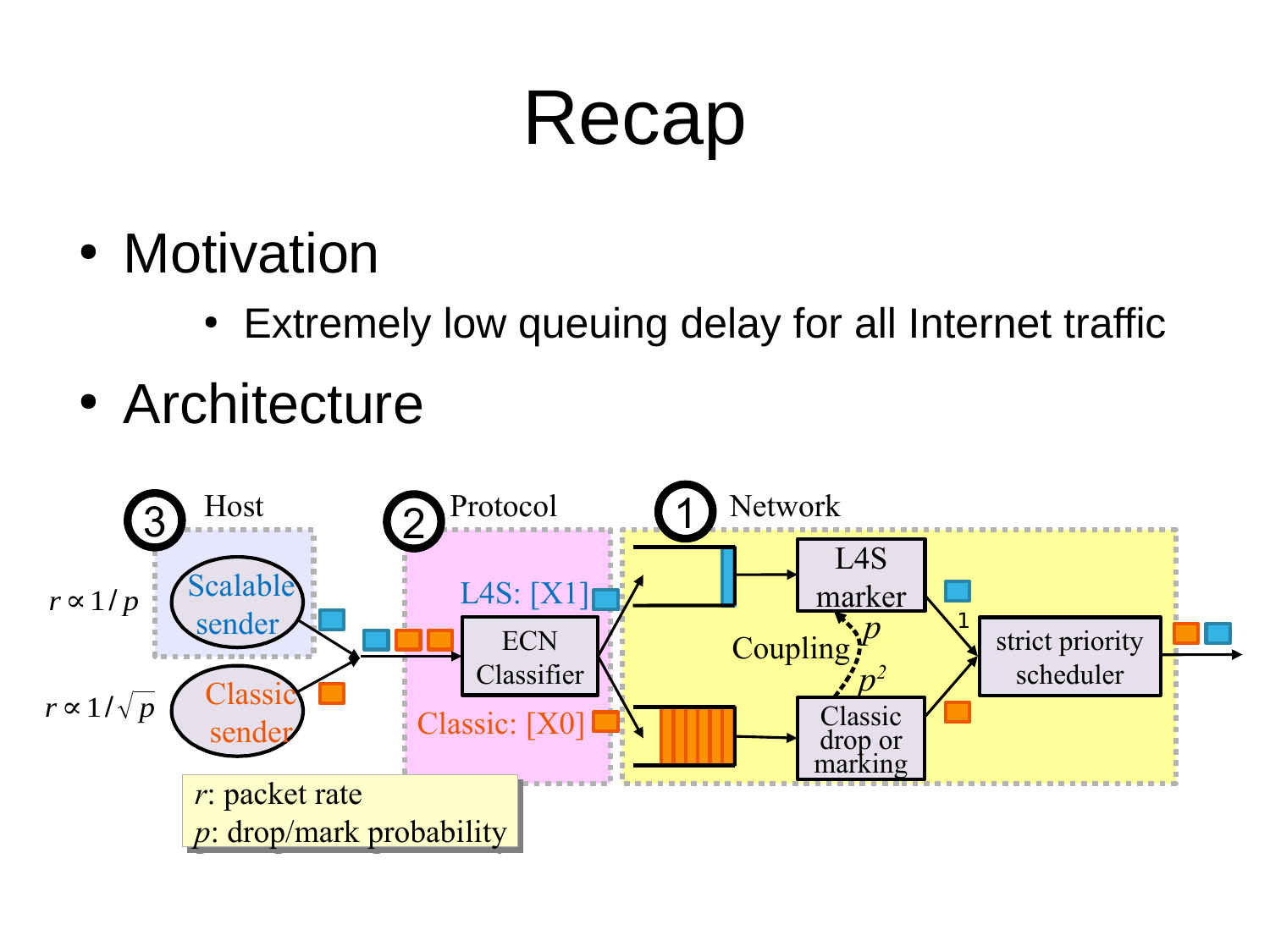# Recap

- Motivation
  - Extremely low queuing delay for all Internet traffic
- Architecture

3 Host

$r \propto 1/p$ Scalable sender

$r \propto 1/\sqrt{p}$ Classic sender

2 Protocol

L4S: [X1]

ECN Classifier

Classic: [X0]

1 Network

L4S marker

Coupling $p$ $p^2$

Classic drop or marking

1

strict priority scheduler

$r$: packet rate
$p$: drop/mark probability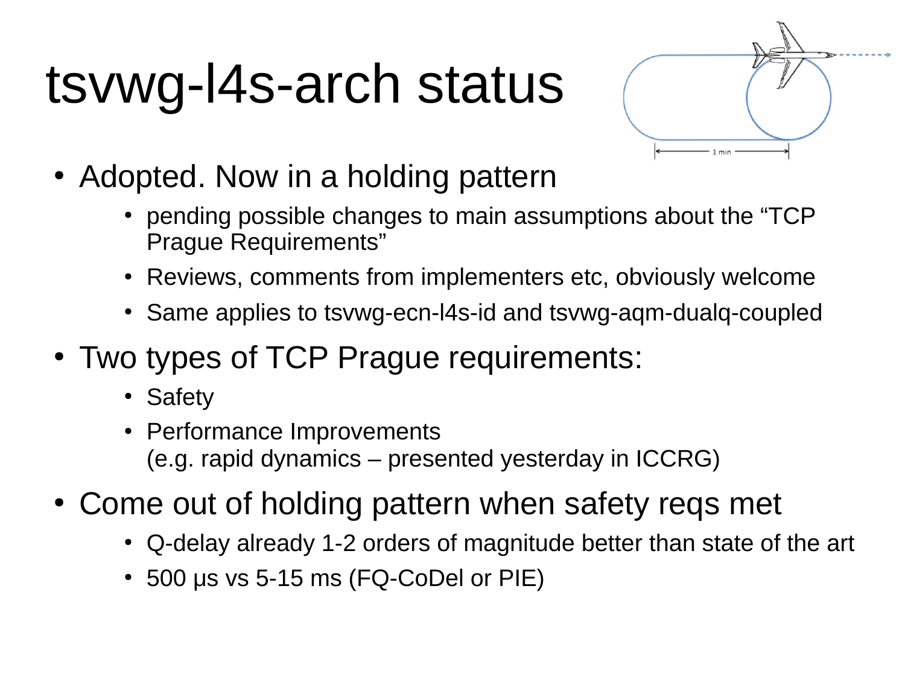# tsvwg-l4s-arch status

- Adopted. Now in a holding pattern
  - pending possible changes to main assumptions about the “TCP Prague Requirements”
  - Reviews, comments from implementers etc, obviously welcome
  - Same applies to tsvwg-ecn-l4s-id and tsvwg-aqm-dualq-coupled
- Two types of TCP Prague requirements:
  - Safety
  - Performance Improvements
    (e.g. rapid dynamics – presented yesterday in ICCRG)
- Come out of holding pattern when safety reqs met
  - Q-delay already 1-2 orders of magnitude better than state of the art
  - 500 μs vs 5-15 ms (FQ-CoDel or PIE)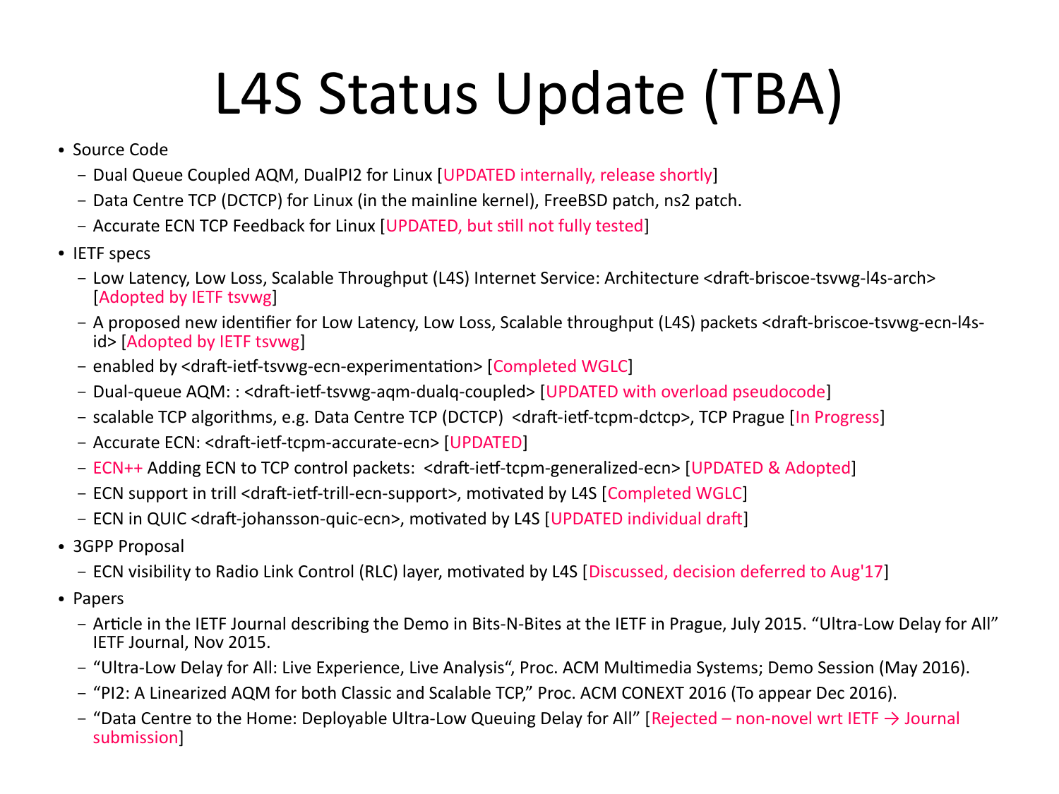# L4S Status Update (TBA)

- Source Code
  - Dual Queue Coupled AQM, DualPI2 for Linux [UPDATED internally, release shortly]
  - Data Centre TCP (DCTCP) for Linux (in the mainline kernel), FreeBSD patch, ns2 patch.
  - Accurate ECN TCP Feedback for Linux [UPDATED, but still not fully tested]
- IETF specs
  - Low Latency, Low Loss, Scalable Throughput (L4S) Internet Service: Architecture <draft-briscoe-tsvwg-l4s-arch> [Adopted by IETF tsvwg]
  - A proposed new identifier for Low Latency, Low Loss, Scalable throughput (L4S) packets <draft-briscoe-tsvwg-ecn-l4s-id> [Adopted by IETF tsvwg]
  - enabled by <draft-ietf-tsvwg-ecn-experimentation> [Completed WGLC]
  - Dual-queue AQM: : <draft-ietf-tsvwg-aqm-dualq-coupled> [UPDATED with overload pseudocode]
  - scalable TCP algorithms, e.g. Data Centre TCP (DCTCP) <draft-ietf-tcpm-dctcp>, TCP Prague [In Progress]
  - Accurate ECN: <draft-ietf-tcpm-accurate-ecn> [UPDATED]
  - ECN++ Adding ECN to TCP control packets: <draft-ietf-tcpm-generalized-ecn> [UPDATED & Adopted]
  - ECN support in trill <draft-ietf-trill-ecn-support>, motivated by L4S [Completed WGLC]
  - ECN in QUIC <draft-johansson-quic-ecn>, motivated by L4S [UPDATED individual draft]
- 3GPP Proposal
  - ECN visibility to Radio Link Control (RLC) layer, motivated by L4S [Discussed, decision deferred to Aug'17]
- Papers
  - Article in the IETF Journal describing the Demo in Bits-N-Bites at the IETF in Prague, July 2015. "Ultra-Low Delay for All" IETF Journal, Nov 2015.
  - "Ultra-Low Delay for All: Live Experience, Live Analysis", Proc. ACM Multimedia Systems; Demo Session (May 2016).
  - "PI2: A Linearized AQM for both Classic and Scalable TCP," Proc. ACM CONEXT 2016 (To appear Dec 2016).
  - "Data Centre to the Home: Deployable Ultra-Low Queuing Delay for All" [Rejected – non-novel wrt IETF → Journal submission]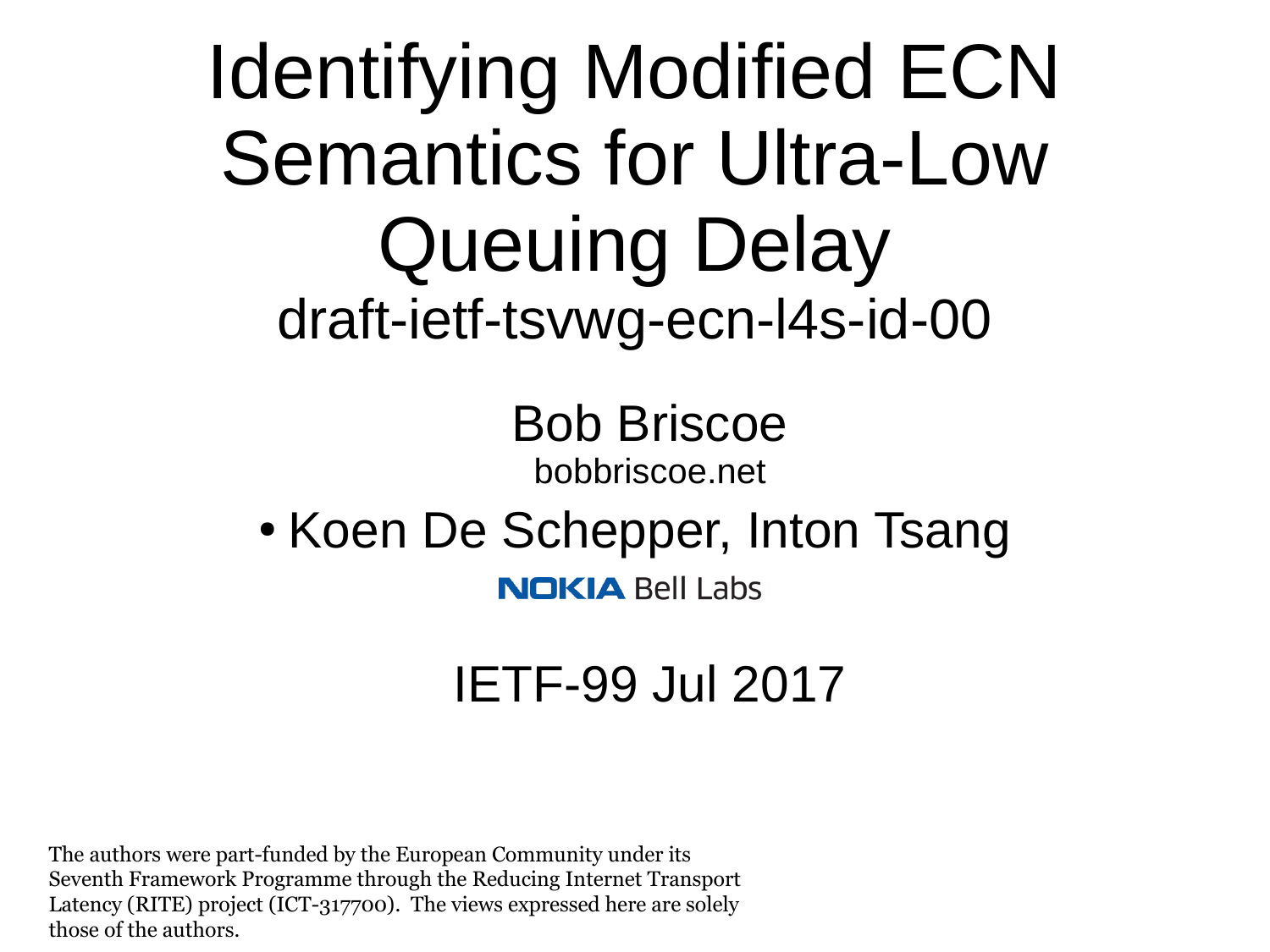# Identifying Modified ECN Semantics for Ultra-Low Queuing Delay

draft-ietf-tsvwg-ecn-l4s-id-00

Bob Briscoe

bobbriscoe.net

- Koen De Schepper, Inton Tsang

NOKIA Bell Labs

IETF-99 Jul 2017

The authors were part-funded by the European Community under its Seventh Framework Programme through the Reducing Internet Transport Latency (RITE) project (ICT-317700). The views expressed here are solely those of the authors.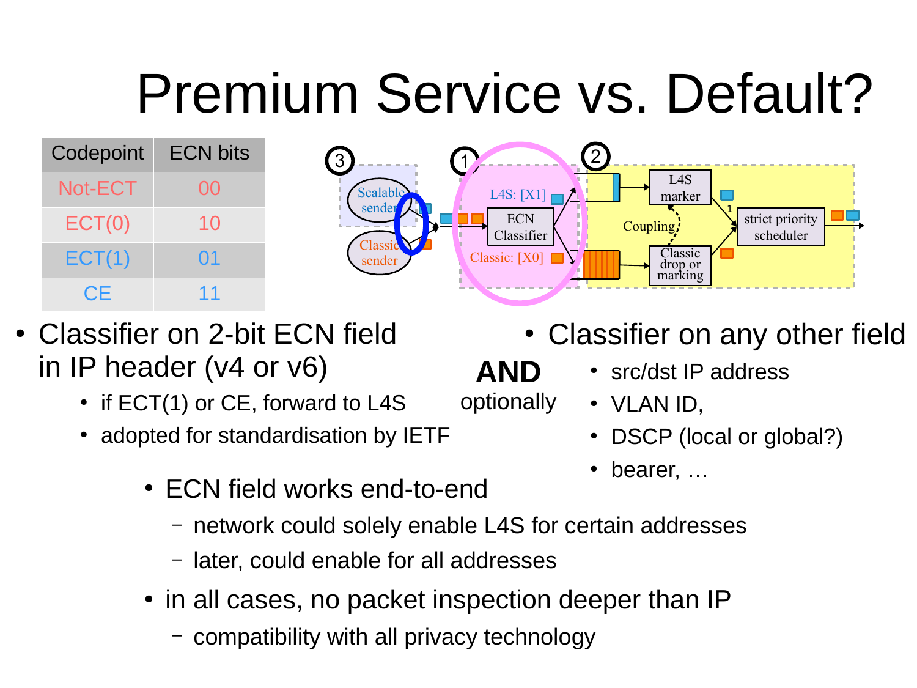# Premium Service vs. Default?

| Codepoint | ECN bits |
|---|---|
| Not-ECT | 00 |
| ECT(0) | 10 |
| ECT(1) | 01 |
| CE | 11 |

- Classifier on 2-bit ECN field in IP header (v4 or v6)
  - if ECT(1) or CE, forward to L4S
  - adopted for standardisation by IETF

**AND** optionally

- Classifier on any other field
  - src/dst IP address
  - VLAN ID,
  - DSCP (local or global?)
  - bearer, …

- ECN field works end-to-end
  - network could solely enable L4S for certain addresses
  - later, could enable for all addresses
- in all cases, no packet inspection deeper than IP
  - compatibility with all privacy technology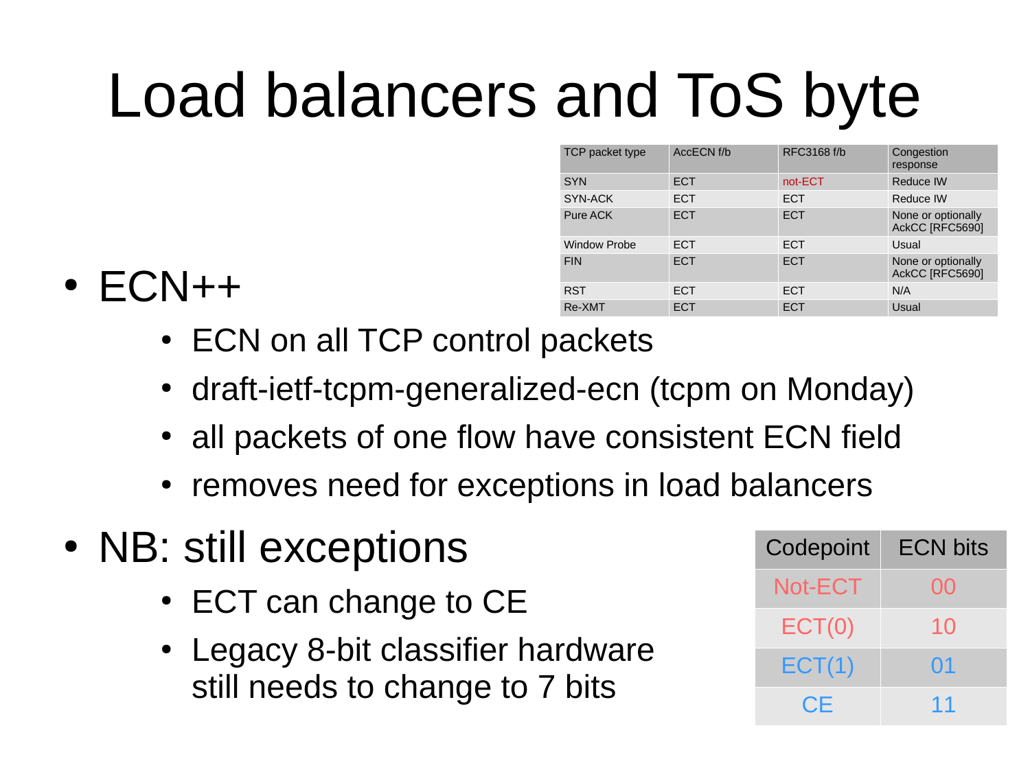# Load balancers and ToS byte

| TCP packet type | AccECN f/b | RFC3168 f/b | Congestion response |
|---|---|---|---|
| SYN | ECT | not-ECT | Reduce IW |
| SYN-ACK | ECT | ECT | Reduce IW |
| Pure ACK | ECT | ECT | None or optionally AckCC [RFC5690] |
| Window Probe | ECT | ECT | Usual |
| FIN | ECT | ECT | None or optionally AckCC [RFC5690] |
| RST | ECT | ECT | N/A |
| Re-XMT | ECT | ECT | Usual |

- ECN++
  - ECN on all TCP control packets
  - draft-ietf-tcpm-generalized-ecn (tcpm on Monday)
  - all packets of one flow have consistent ECN field
  - removes need for exceptions in load balancers
- NB: still exceptions
  - ECT can change to CE
  - Legacy 8-bit classifier hardware still needs to change to 7 bits

| Codepoint | ECN bits |
|---|---|
| Not-ECT | 00 |
| ECT(0) | 10 |
| ECT(1) | 01 |
| CE | 11 |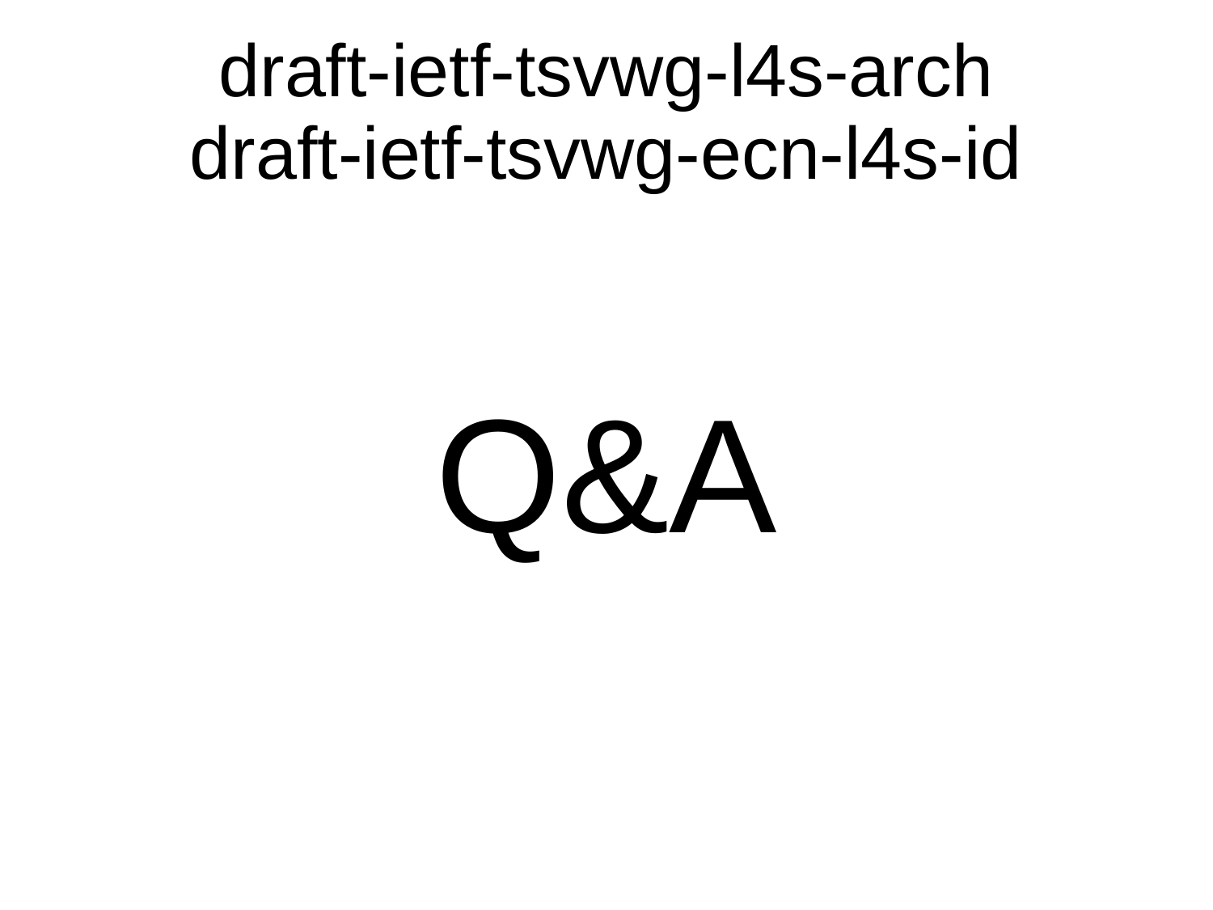# draft-ietf-tsvwg-l4s-arch
# draft-ietf-tsvwg-ecn-l4s-id

Q&A